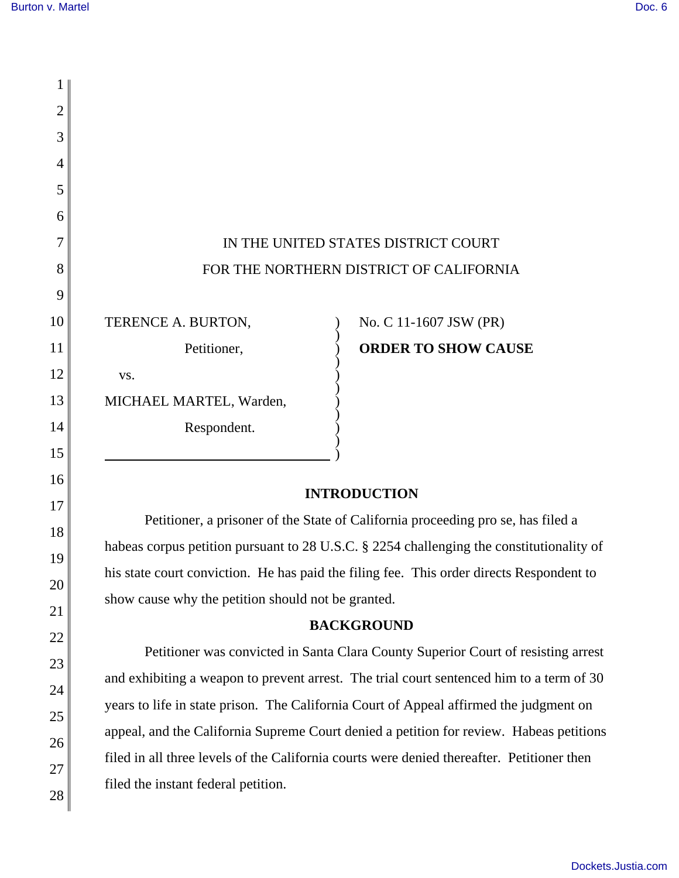IN THE UNITED STATES DISTRICT COURT
FOR THE NORTHERN DISTRICT OF CALIFORNIA

TERENCE A. BURTON,
Petitioner,
vs.
MICHAEL MARTEL, Warden,
Respondent.

No. C 11-1607 JSW (PR)

**ORDER TO SHOW CAUSE**

## INTRODUCTION

Petitioner, a prisoner of the State of California proceeding pro se, has filed a habeas corpus petition pursuant to 28 U.S.C. § 2254 challenging the constitutionality of his state court conviction. He has paid the filing fee. This order directs Respondent to show cause why the petition should not be granted.

## BACKGROUND

Petitioner was convicted in Santa Clara County Superior Court of resisting arrest and exhibiting a weapon to prevent arrest. The trial court sentenced him to a term of 30 years to life in state prison. The California Court of Appeal affirmed the judgment on appeal, and the California Supreme Court denied a petition for review. Habeas petitions filed in all three levels of the California courts were denied thereafter. Petitioner then filed the instant federal petition.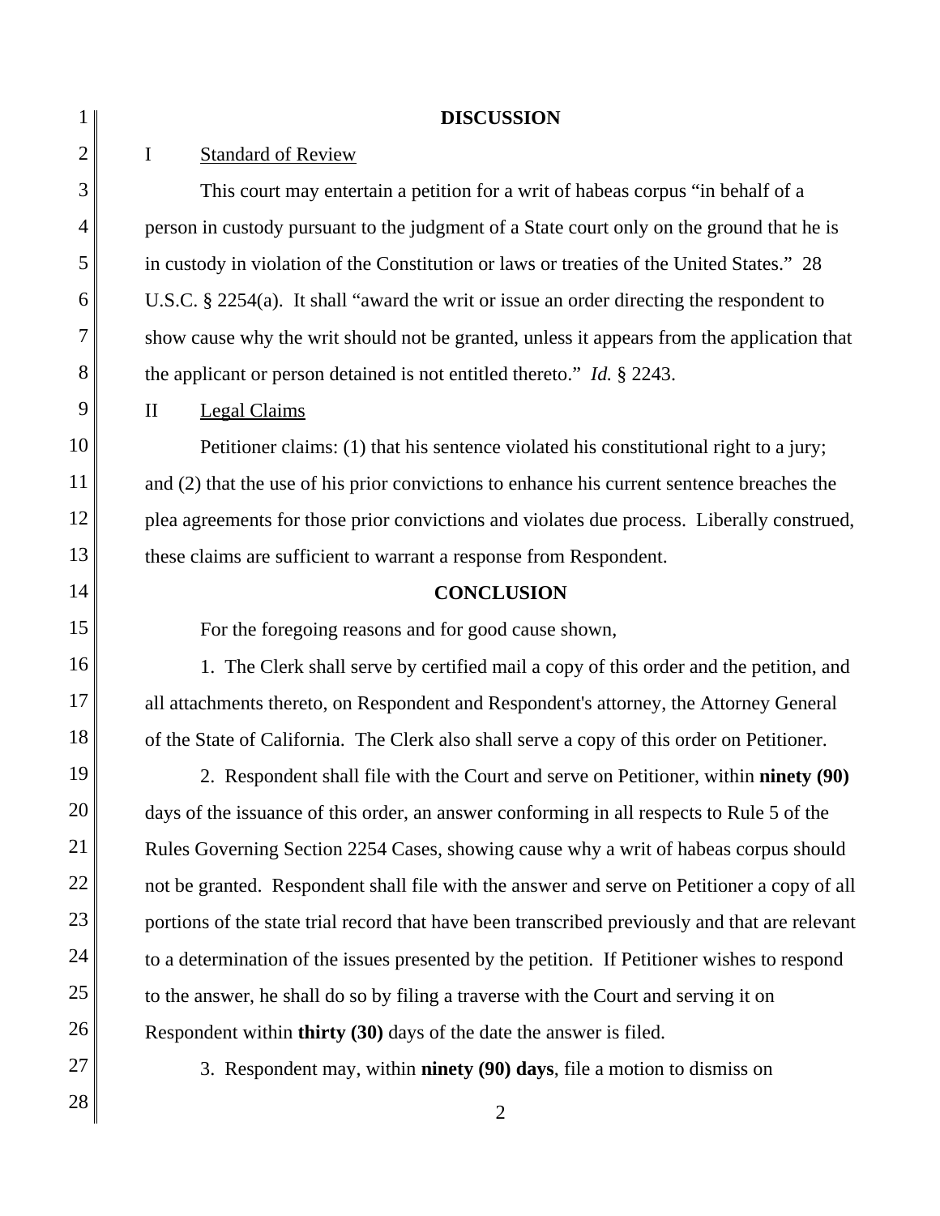## DISCUSSION

### I Standard of Review

This court may entertain a petition for a writ of habeas corpus "in behalf of a person in custody pursuant to the judgment of a State court only on the ground that he is in custody in violation of the Constitution or laws or treaties of the United States." 28 U.S.C. § 2254(a). It shall "award the writ or issue an order directing the respondent to show cause why the writ should not be granted, unless it appears from the application that the applicant or person detained is not entitled thereto." *Id.* § 2243.

### II Legal Claims

Petitioner claims: (1) that his sentence violated his constitutional right to a jury; and (2) that the use of his prior convictions to enhance his current sentence breaches the plea agreements for those prior convictions and violates due process. Liberally construed, these claims are sufficient to warrant a response from Respondent.

## CONCLUSION

For the foregoing reasons and for good cause shown,

1. The Clerk shall serve by certified mail a copy of this order and the petition, and all attachments thereto, on Respondent and Respondent's attorney, the Attorney General of the State of California. The Clerk also shall serve a copy of this order on Petitioner.

2. Respondent shall file with the Court and serve on Petitioner, within **ninety (90)** days of the issuance of this order, an answer conforming in all respects to Rule 5 of the Rules Governing Section 2254 Cases, showing cause why a writ of habeas corpus should not be granted. Respondent shall file with the answer and serve on Petitioner a copy of all portions of the state trial record that have been transcribed previously and that are relevant to a determination of the issues presented by the petition. If Petitioner wishes to respond to the answer, he shall do so by filing a traverse with the Court and serving it on Respondent within **thirty (30)** days of the date the answer is filed.

3. Respondent may, within **ninety (90) days**, file a motion to dismiss on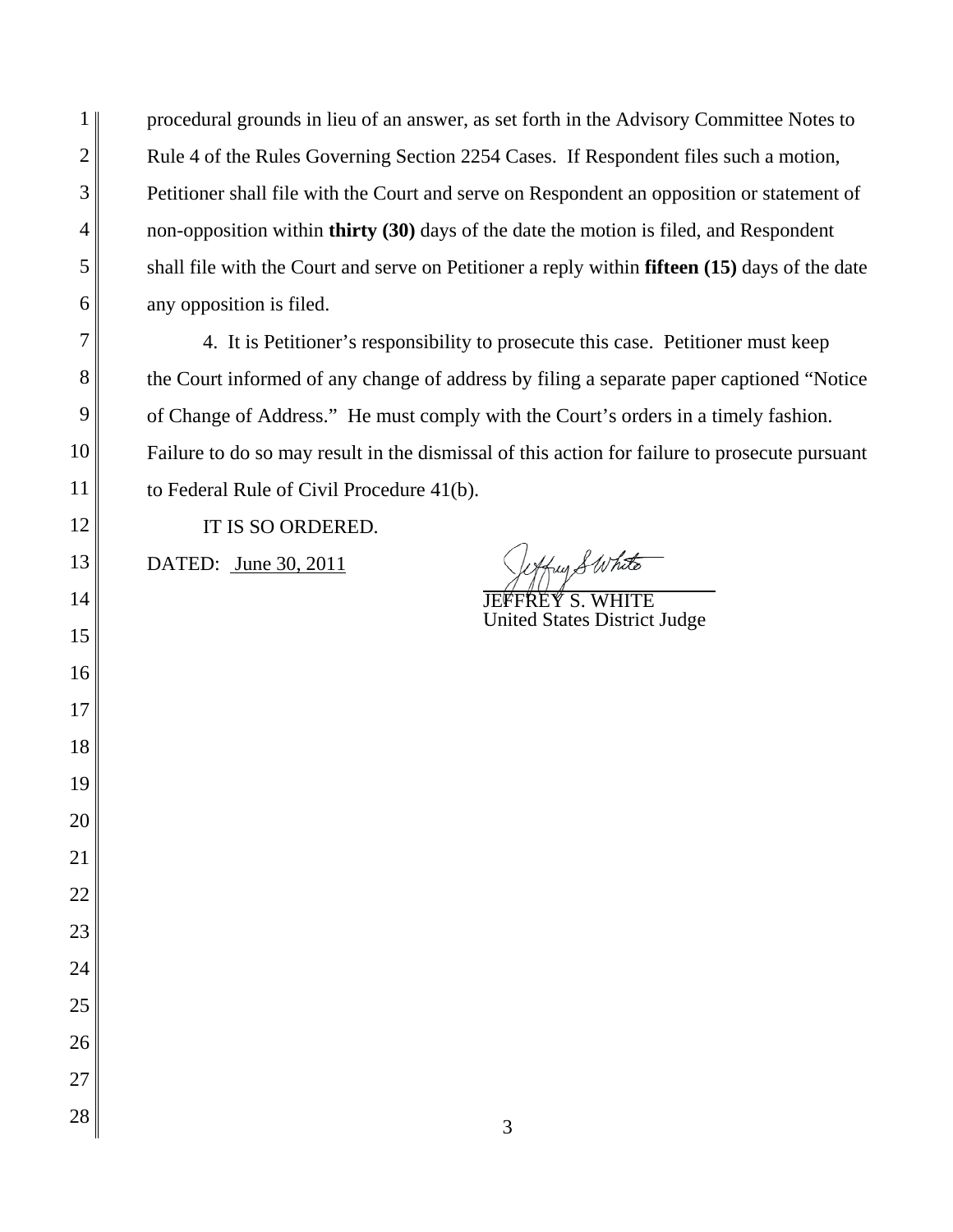procedural grounds in lieu of an answer, as set forth in the Advisory Committee Notes to Rule 4 of the Rules Governing Section 2254 Cases. If Respondent files such a motion, Petitioner shall file with the Court and serve on Respondent an opposition or statement of non-opposition within **thirty (30)** days of the date the motion is filed, and Respondent shall file with the Court and serve on Petitioner a reply within **fifteen (15)** days of the date any opposition is filed.

4. It is Petitioner's responsibility to prosecute this case. Petitioner must keep the Court informed of any change of address by filing a separate paper captioned "Notice of Change of Address." He must comply with the Court's orders in a timely fashion. Failure to do so may result in the dismissal of this action for failure to prosecute pursuant to Federal Rule of Civil Procedure 41(b).

IT IS SO ORDERED.

DATED: June 30, 2011

JEFFREY S. WHITE
United States District Judge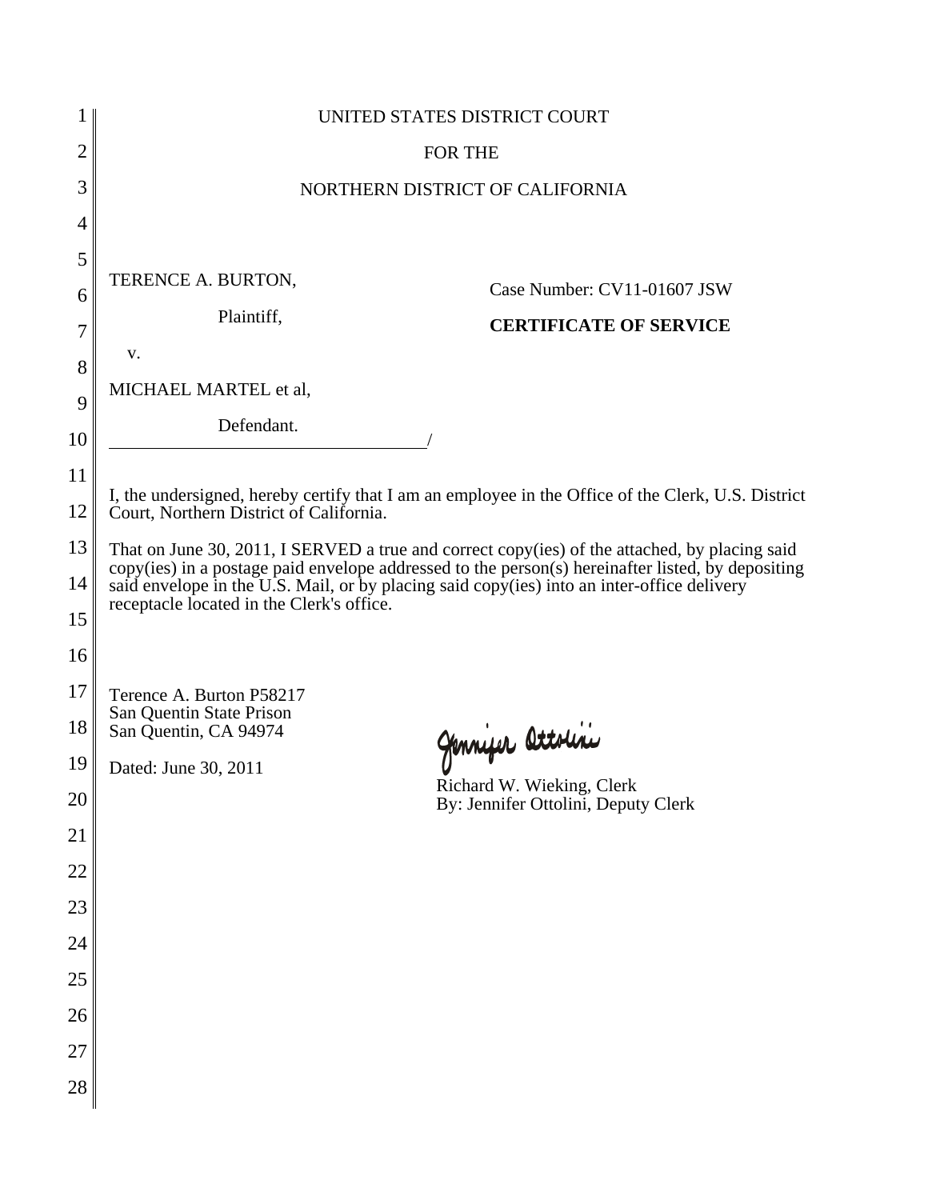UNITED STATES DISTRICT COURT

FOR THE

NORTHERN DISTRICT OF CALIFORNIA

TERENCE A. BURTON,

Plaintiff,

v.

MICHAEL MARTEL et al,

Defendant.
\_\_\_\_\_\_\_\_\_\_\_\_\_\_\_\_\_\_\_\_\_\_\_\_\_\_\_\_\_\_\_\_\_\_\_\_/

Case Number: CV11-01607 JSW

**CERTIFICATE OF SERVICE**

I, the undersigned, hereby certify that I am an employee in the Office of the Clerk, U.S. District Court, Northern District of California.

That on June 30, 2011, I SERVED a true and correct copy(ies) of the attached, by placing said copy(ies) in a postage paid envelope addressed to the person(s) hereinafter listed, by depositing said envelope in the U.S. Mail, or by placing said copy(ies) into an inter-office delivery receptacle located in the Clerk's office.

Terence A. Burton P58217
San Quentin State Prison
San Quentin, CA 94974

Dated: June 30, 2011

Jennifer Ottolini

Richard W. Wieking, Clerk
By: Jennifer Ottolini, Deputy Clerk